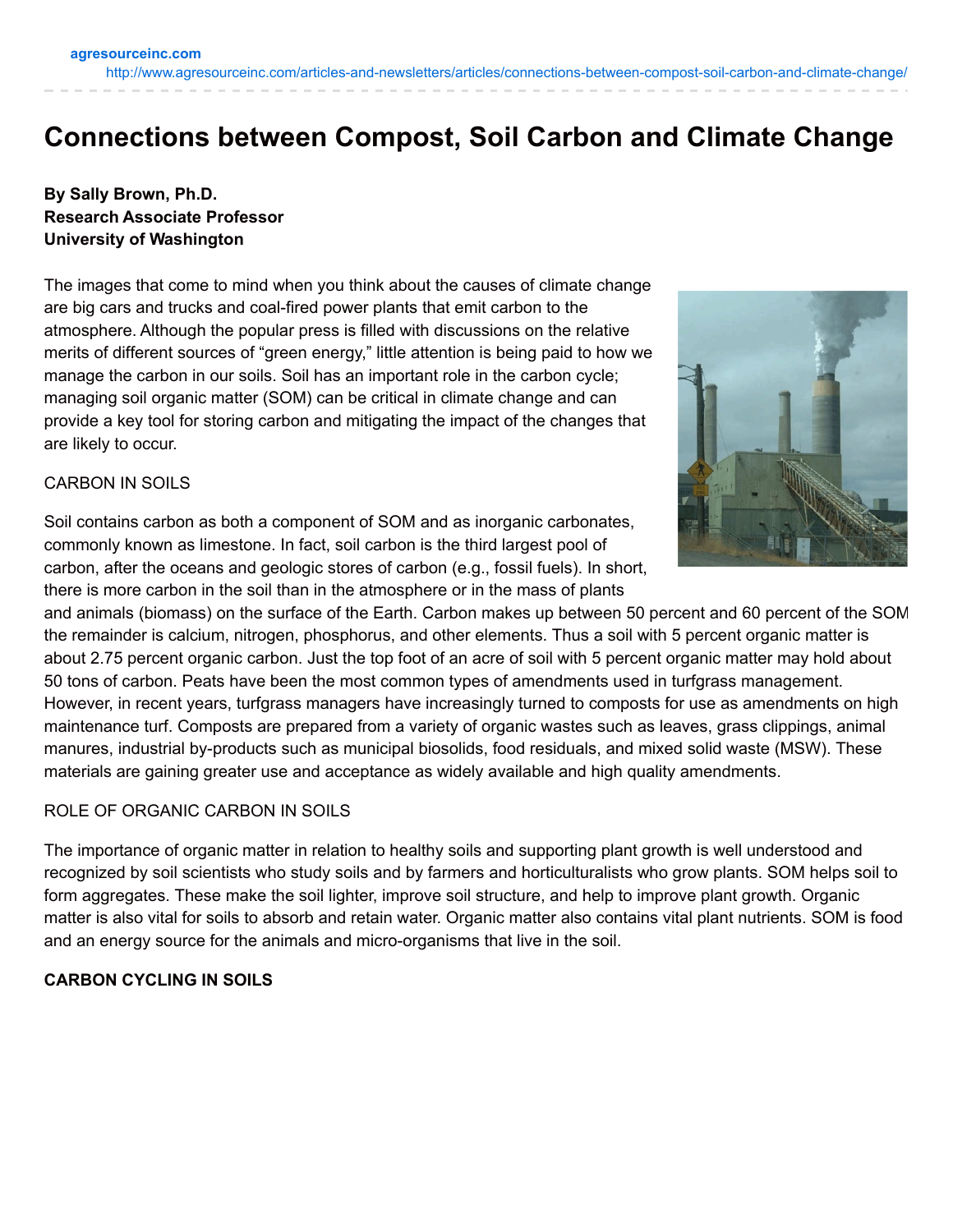agresourceinc.com
http://www.agresourceinc.com/articles-and-newsletters/articles/connections-between-compost-soil-carbon-and-climate-change/

# Connections between Compost, Soil Carbon and Climate Change

**By Sally Brown, Ph.D.**
**Research Associate Professor**
**University of Washington**

The images that come to mind when you think about the causes of climate change are big cars and trucks and coal-fired power plants that emit carbon to the atmosphere. Although the popular press is filled with discussions on the relative merits of different sources of "green energy," little attention is being paid to how we manage the carbon in our soils. Soil has an important role in the carbon cycle; managing soil organic matter (SOM) can be critical in climate change and can provide a key tool for storing carbon and mitigating the impact of the changes that are likely to occur.

CARBON IN SOILS

Soil contains carbon as both a component of SOM and as inorganic carbonates, commonly known as limestone. In fact, soil carbon is the third largest pool of carbon, after the oceans and geologic stores of carbon (e.g., fossil fuels). In short, there is more carbon in the soil than in the atmosphere or in the mass of plants and animals (biomass) on the surface of the Earth. Carbon makes up between 50 percent and 60 percent of the SOM the remainder is calcium, nitrogen, phosphorus, and other elements. Thus a soil with 5 percent organic matter is about 2.75 percent organic carbon. Just the top foot of an acre of soil with 5 percent organic matter may hold about 50 tons of carbon. Peats have been the most common types of amendments used in turfgrass management. However, in recent years, turfgrass managers have increasingly turned to composts for use as amendments on high maintenance turf. Composts are prepared from a variety of organic wastes such as leaves, grass clippings, animal manures, industrial by-products such as municipal biosolids, food residuals, and mixed solid waste (MSW). These materials are gaining greater use and acceptance as widely available and high quality amendments.

ROLE OF ORGANIC CARBON IN SOILS

The importance of organic matter in relation to healthy soils and supporting plant growth is well understood and recognized by soil scientists who study soils and by farmers and horticulturalists who grow plants. SOM helps soil to form aggregates. These make the soil lighter, improve soil structure, and help to improve plant growth. Organic matter is also vital for soils to absorb and retain water. Organic matter also contains vital plant nutrients. SOM is food and an energy source for the animals and micro-organisms that live in the soil.

**CARBON CYCLING IN SOILS**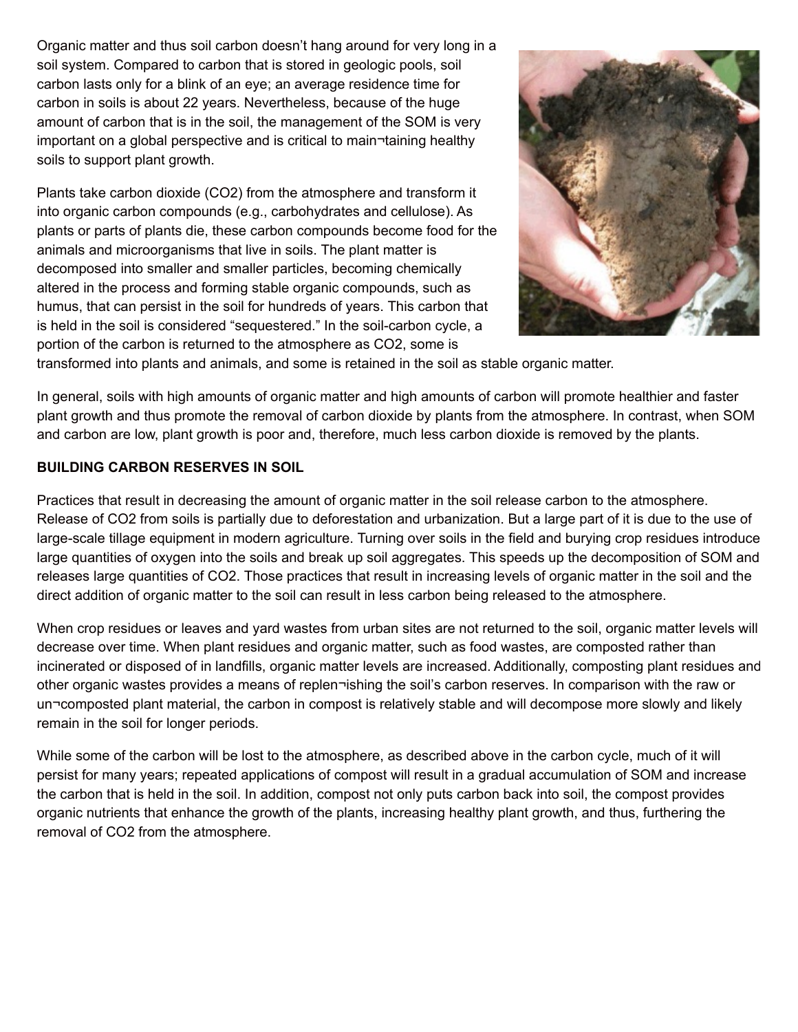Organic matter and thus soil carbon doesn't hang around for very long in a soil system. Compared to carbon that is stored in geologic pools, soil carbon lasts only for a blink of an eye; an average residence time for carbon in soils is about 22 years. Nevertheless, because of the huge amount of carbon that is in the soil, the management of the SOM is very important on a global perspective and is critical to main¬taining healthy soils to support plant growth.

Plants take carbon dioxide ($CO_2$) from the atmosphere and transform it into organic carbon compounds (e.g., carbohydrates and cellulose). As plants or parts of plants die, these carbon compounds become food for the animals and microorganisms that live in soils. The plant matter is decomposed into smaller and smaller particles, becoming chemically altered in the process and forming stable organic compounds, such as humus, that can persist in the soil for hundreds of years. This carbon that is held in the soil is considered "sequestered." In the soil-carbon cycle, a portion of the carbon is returned to the atmosphere as $CO_2$, some is transformed into plants and animals, and some is retained in the soil as stable organic matter.

In general, soils with high amounts of organic matter and high amounts of carbon will promote healthier and faster plant growth and thus promote the removal of carbon dioxide by plants from the atmosphere. In contrast, when SOM and carbon are low, plant growth is poor and, therefore, much less carbon dioxide is removed by the plants.

**BUILDING CARBON RESERVES IN SOIL**

Practices that result in decreasing the amount of organic matter in the soil release carbon to the atmosphere. Release of $CO_2$ from soils is partially due to deforestation and urbanization. But a large part of it is due to the use of large-scale tillage equipment in modern agriculture. Turning over soils in the field and burying crop residues introduce large quantities of oxygen into the soils and break up soil aggregates. This speeds up the decomposition of SOM and releases large quantities of $CO_2$. Those practices that result in increasing levels of organic matter in the soil and the direct addition of organic matter to the soil can result in less carbon being released to the atmosphere.

When crop residues or leaves and yard wastes from urban sites are not returned to the soil, organic matter levels will decrease over time. When plant residues and organic matter, such as food wastes, are composted rather than incinerated or disposed of in landfills, organic matter levels are increased. Additionally, composting plant residues and other organic wastes provides a means of replen¬ishing the soil's carbon reserves. In comparison with the raw or un¬composted plant material, the carbon in compost is relatively stable and will decompose more slowly and likely remain in the soil for longer periods.

While some of the carbon will be lost to the atmosphere, as described above in the carbon cycle, much of it will persist for many years; repeated applications of compost will result in a gradual accumulation of SOM and increase the carbon that is held in the soil. In addition, compost not only puts carbon back into soil, the compost provides organic nutrients that enhance the growth of the plants, increasing healthy plant growth, and thus, furthering the removal of $CO_2$ from the atmosphere.